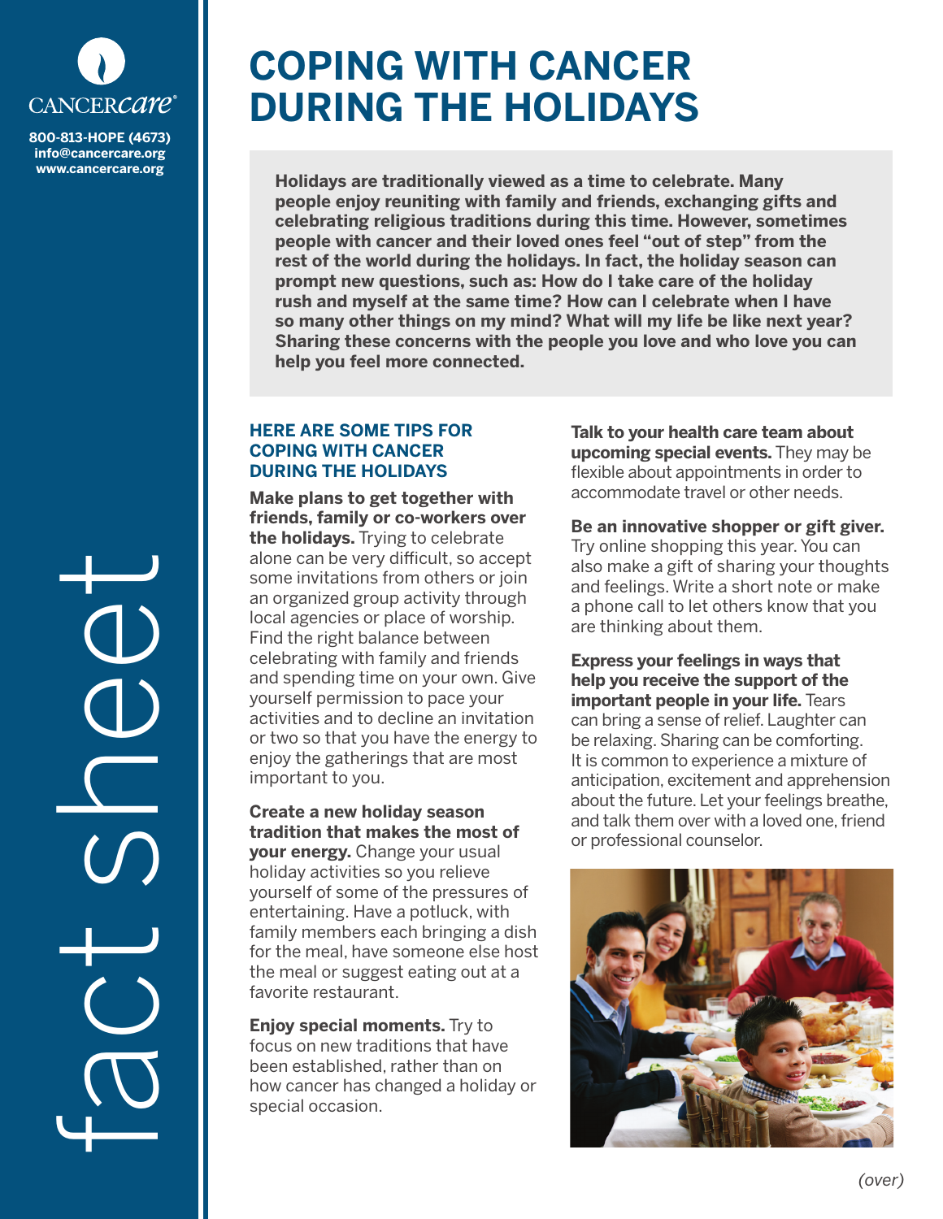CANCERcare®

800-813-HOPE (4673)
info@cancercare.org
www.cancercare.org

fact sheet

# COPING WITH CANCER DURING THE HOLIDAYS

**Holidays are traditionally viewed as a time to celebrate. Many people enjoy reuniting with family and friends, exchanging gifts and celebrating religious traditions during this time. However, sometimes people with cancer and their loved ones feel "out of step" from the rest of the world during the holidays. In fact, the holiday season can prompt new questions, such as: How do I take care of the holiday rush and myself at the same time? How can I celebrate when I have so many other things on my mind? What will my life be like next year? Sharing these concerns with the people you love and who love you can help you feel more connected.**

## HERE ARE SOME TIPS FOR COPING WITH CANCER DURING THE HOLIDAYS

**Make plans to get together with friends, family or co-workers over the holidays.** Trying to celebrate alone can be very difficult, so accept some invitations from others or join an organized group activity through local agencies or place of worship. Find the right balance between celebrating with family and friends and spending time on your own. Give yourself permission to pace your activities and to decline an invitation or two so that you have the energy to enjoy the gatherings that are most important to you.

**Create a new holiday season tradition that makes the most of your energy.** Change your usual holiday activities so you relieve yourself of some of the pressures of entertaining. Have a potluck, with family members each bringing a dish for the meal, have someone else host the meal or suggest eating out at a favorite restaurant.

**Enjoy special moments.** Try to focus on new traditions that have been established, rather than on how cancer has changed a holiday or special occasion.

**Talk to your health care team about upcoming special events.** They may be flexible about appointments in order to accommodate travel or other needs.

**Be an innovative shopper or gift giver.** Try online shopping this year. You can also make a gift of sharing your thoughts and feelings. Write a short note or make a phone call to let others know that you are thinking about them.

**Express your feelings in ways that help you receive the support of the important people in your life.** Tears can bring a sense of relief. Laughter can be relaxing. Sharing can be comforting. It is common to experience a mixture of anticipation, excitement and apprehension about the future. Let your feelings breathe, and talk them over with a loved one, friend or professional counselor.

*(over)*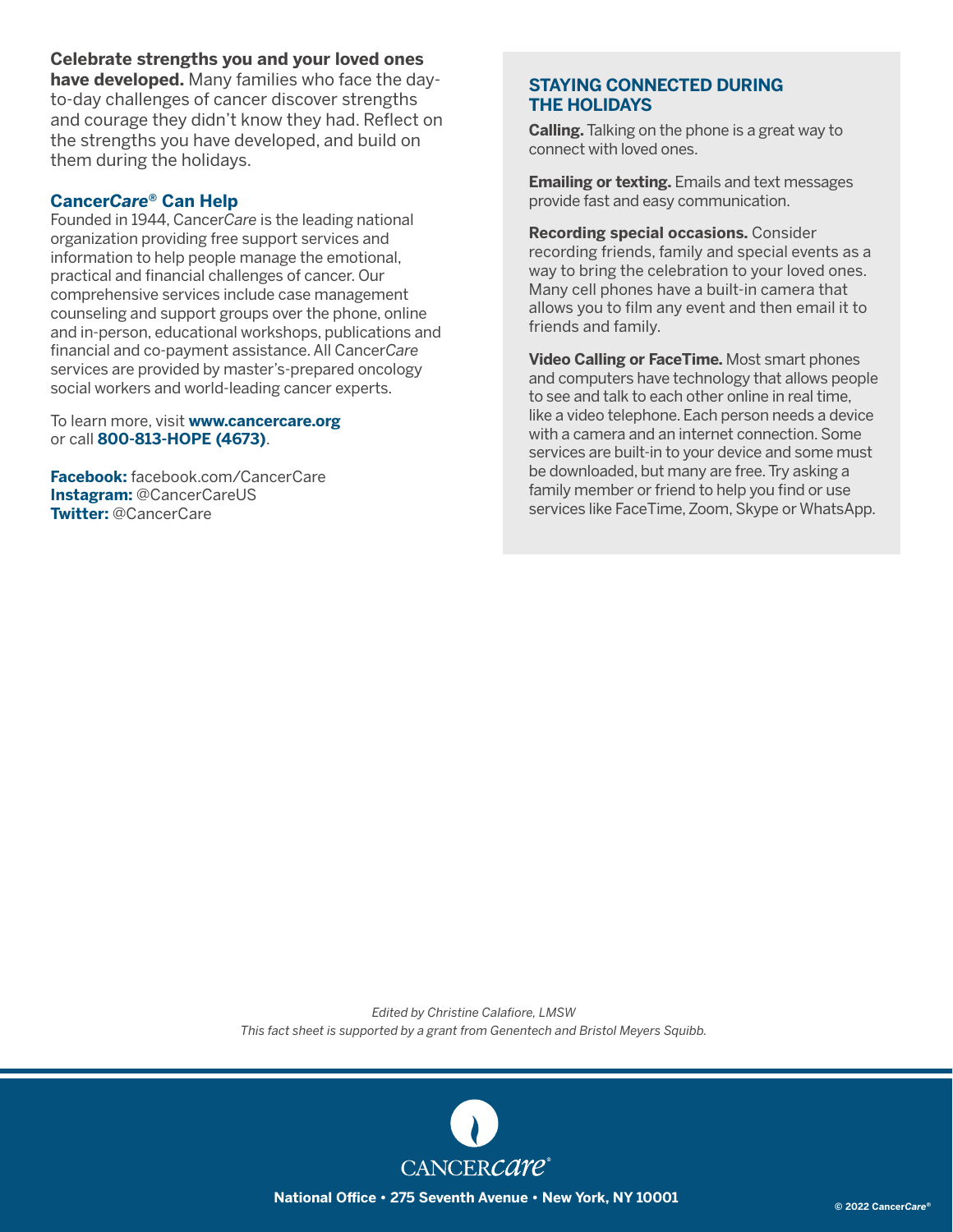**Celebrate strengths you and your loved ones have developed.** Many families who face the day-to-day challenges of cancer discover strengths and courage they didn't know they had. Reflect on the strengths you have developed, and build on them during the holidays.

### Cancer*Care*® Can Help

Founded in 1944, Cancer*Care* is the leading national organization providing free support services and information to help people manage the emotional, practical and financial challenges of cancer. Our comprehensive services include case management counseling and support groups over the phone, online and in-person, educational workshops, publications and financial and co-payment assistance. All Cancer*Care* services are provided by master's-prepared oncology social workers and world-leading cancer experts.

To learn more, visit **www.cancercare.org** or call **800-813-HOPE (4673)**.

**Facebook:** facebook.com/CancerCare
**Instagram:** @CancerCareUS
**Twitter:** @CancerCare

### STAYING CONNECTED DURING THE HOLIDAYS

**Calling.** Talking on the phone is a great way to connect with loved ones.

**Emailing or texting.** Emails and text messages provide fast and easy communication.

**Recording special occasions.** Consider recording friends, family and special events as a way to bring the celebration to your loved ones. Many cell phones have a built-in camera that allows you to film any event and then email it to friends and family.

**Video Calling or FaceTime.** Most smart phones and computers have technology that allows people to see and talk to each other online in real time, like a video telephone. Each person needs a device with a camera and an internet connection. Some services are built-in to your device and some must be downloaded, but many are free. Try asking a family member or friend to help you find or use services like FaceTime, Zoom, Skype or WhatsApp.

*Edited by Christine Calafiore, LMSW*
*This fact sheet is supported by a grant from Genentech and Bristol Meyers Squibb.*

CANCER*care*®

**National Office • 275 Seventh Avenue • New York, NY 10001**

**© 2022 CancerCare®**